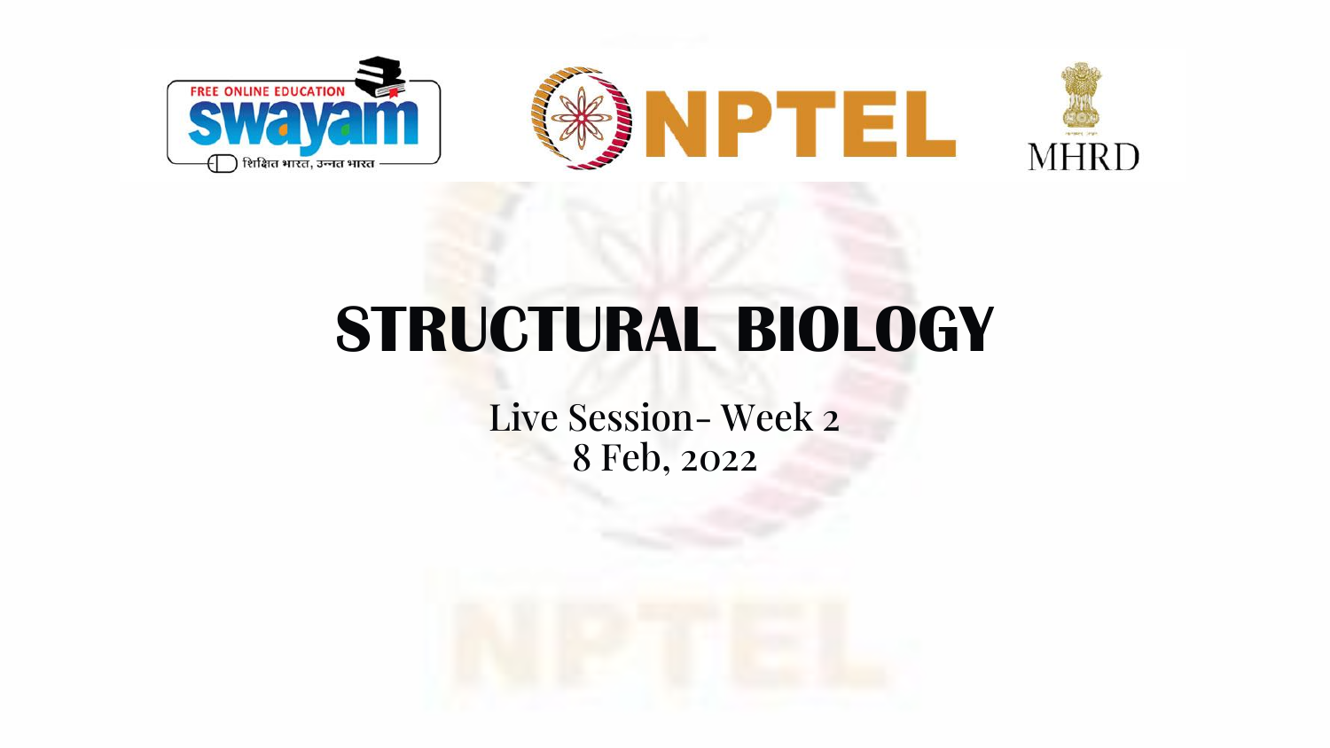# STRUCTURAL BIOLOGY

Live Session- Week 2

8 Feb, 2022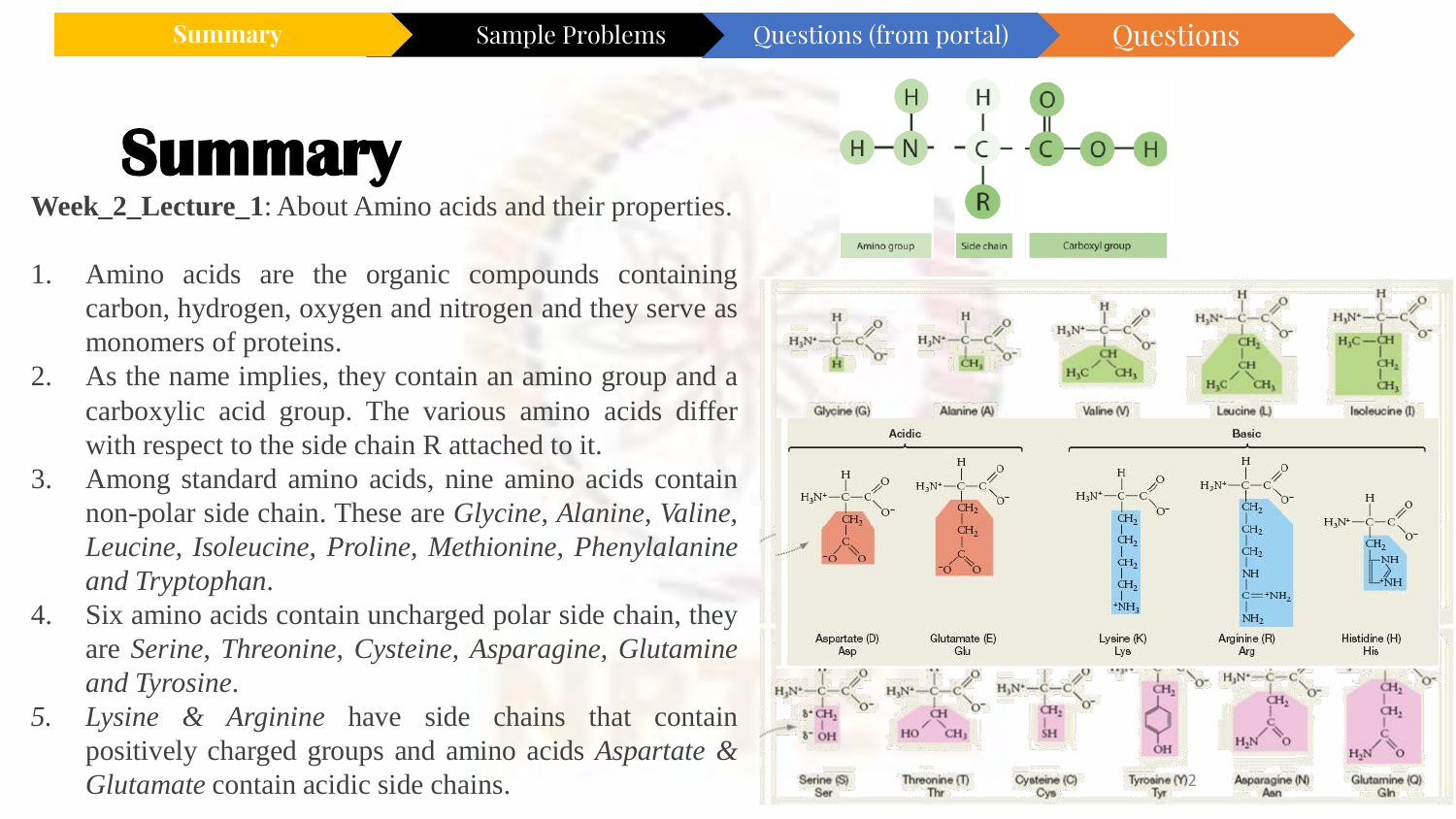Summary | Sample Problems | Questions (from portal) | Questions

# Summary

**Week_2_Lecture_1**: About Amino acids and their properties.

1. Amino acids are the organic compounds containing carbon, hydrogen, oxygen and nitrogen and they serve as monomers of proteins.
2. As the name implies, they contain an amino group and a carboxylic acid group. The various amino acids differ with respect to the side chain R attached to it.
3. Among standard amino acids, nine amino acids contain non-polar side chain. These are *Glycine, Alanine, Valine, Leucine, Isoleucine, Proline, Methionine, Phenylalanine and Tryptophan*.
4. Six amino acids contain uncharged polar side chain, they are *Serine, Threonine, Cysteine, Asparagine, Glutamine and Tyrosine*.
5. *Lysine & Arginine* have side chains that contain positively charged groups and amino acids *Aspartate & Glutamate* contain acidic side chains.

Amino group | Side chain | Carboxyl group

Glycine (G) | Alanine (A) | Valine (V) | Leucine (L) | Isoleucine (I)

Acidic: Aspartate (D) Asp | Glutamate (E) Glu

Basic: Lysine (K) Lys | Arginine (R) Arg | Histidine (H) His

Serine (S) Ser | Threonine (T) Thr | Cysteine (C) Cys | Tyrosine (Y) Tyr | Asparagine (N) Asn | Glutamine (Q) Gln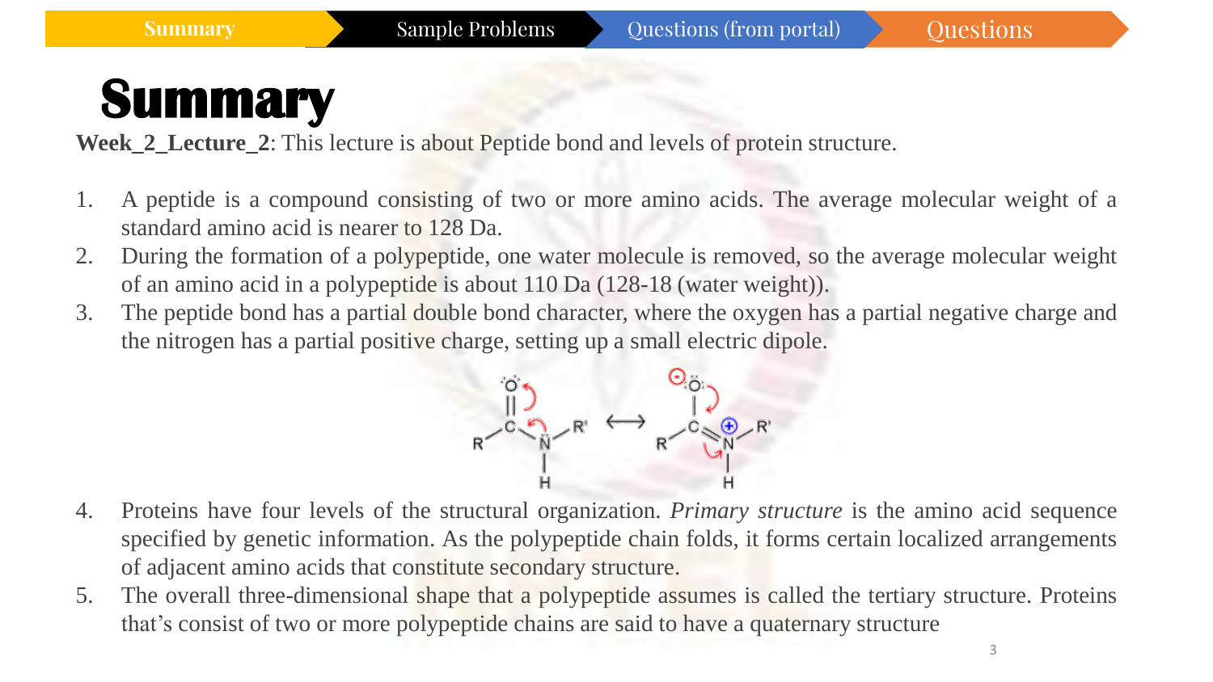Summary | Sample Problems | Questions (from portal) | Questions

# Summary

**Week_2_Lecture_2**: This lecture is about Peptide bond and levels of protein structure.

1. A peptide is a compound consisting of two or more amino acids. The average molecular weight of a standard amino acid is nearer to 128 Da.
2. During the formation of a polypeptide, one water molecule is removed, so the average molecular weight of an amino acid in a polypeptide is about 110 Da (128-18 (water weight)).
3. The peptide bond has a partial double bond character, where the oxygen has a partial negative charge and the nitrogen has a partial positive charge, setting up a small electric dipole.
4. Proteins have four levels of the structural organization. *Primary structure* is the amino acid sequence specified by genetic information. As the polypeptide chain folds, it forms certain localized arrangements of adjacent amino acids that constitute secondary structure.
5. The overall three-dimensional shape that a polypeptide assumes is called the tertiary structure. Proteins that's consist of two or more polypeptide chains are said to have a quaternary structure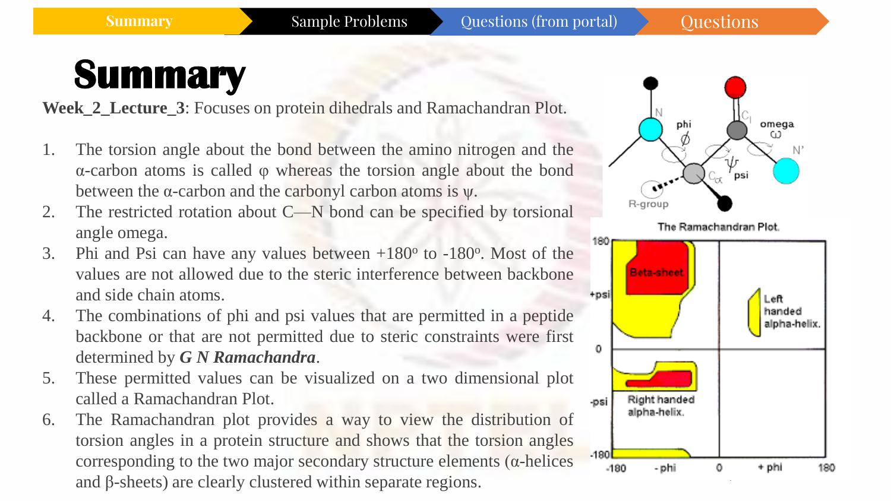Summary | Sample Problems | Questions (from portal) | Questions

# Summary

**Week_2_Lecture_3**: Focuses on protein dihedrals and Ramachandran Plot.

1. The torsion angle about the bond between the amino nitrogen and the α-carbon atoms is called φ whereas the torsion angle about the bond between the α-carbon and the carbonyl carbon atoms is ψ.
2. The restricted rotation about C—N bond can be specified by torsional angle omega.
3. Phi and Psi can have any values between +180$^{o}$ to -180$^{o}$. Most of the values are not allowed due to the steric interference between backbone and side chain atoms.
4. The combinations of phi and psi values that are permitted in a peptide backbone or that are not permitted due to steric constraints were first determined by ***G N Ramachandra***.
5. These permitted values can be visualized on a two dimensional plot called a Ramachandran Plot.
6. The Ramachandran plot provides a way to view the distribution of torsion angles in a protein structure and shows that the torsion angles corresponding to the two major secondary structure elements (α-helices and β-sheets) are clearly clustered within separate regions.

N, phi $\phi$, $C_l$, omega $\omega$, N', $C_\alpha$, $\psi$ psi, R-group

The Ramachandran Plot.

Beta-sheet; Left handed alpha-helix; Right handed alpha-helix.

Axes: 180, +psi, 0, -psi, -180; -180, -phi, 0, + phi, 180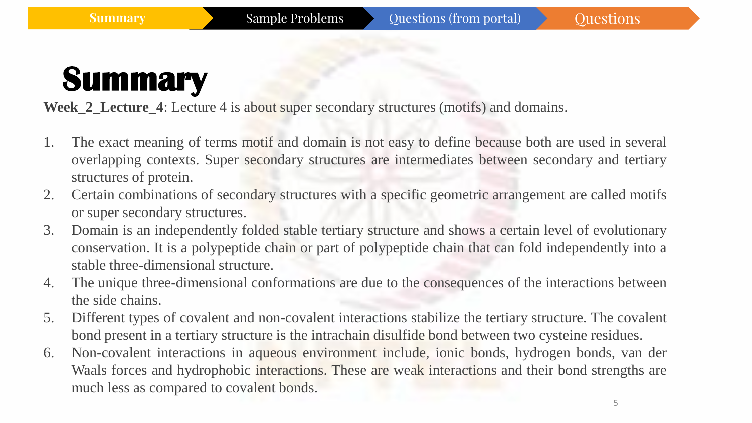Summary | Sample Problems | Questions (from portal) | Questions

# Summary

**Week_2_Lecture_4**: Lecture 4 is about super secondary structures (motifs) and domains.

1. The exact meaning of terms motif and domain is not easy to define because both are used in several overlapping contexts. Super secondary structures are intermediates between secondary and tertiary structures of protein.
2. Certain combinations of secondary structures with a specific geometric arrangement are called motifs or super secondary structures.
3. Domain is an independently folded stable tertiary structure and shows a certain level of evolutionary conservation. It is a polypeptide chain or part of polypeptide chain that can fold independently into a stable three-dimensional structure.
4. The unique three-dimensional conformations are due to the consequences of the interactions between the side chains.
5. Different types of covalent and non-covalent interactions stabilize the tertiary structure. The covalent bond present in a tertiary structure is the intrachain disulfide bond between two cysteine residues.
6. Non-covalent interactions in aqueous environment include, ionic bonds, hydrogen bonds, van der Waals forces and hydrophobic interactions. These are weak interactions and their bond strengths are much less as compared to covalent bonds.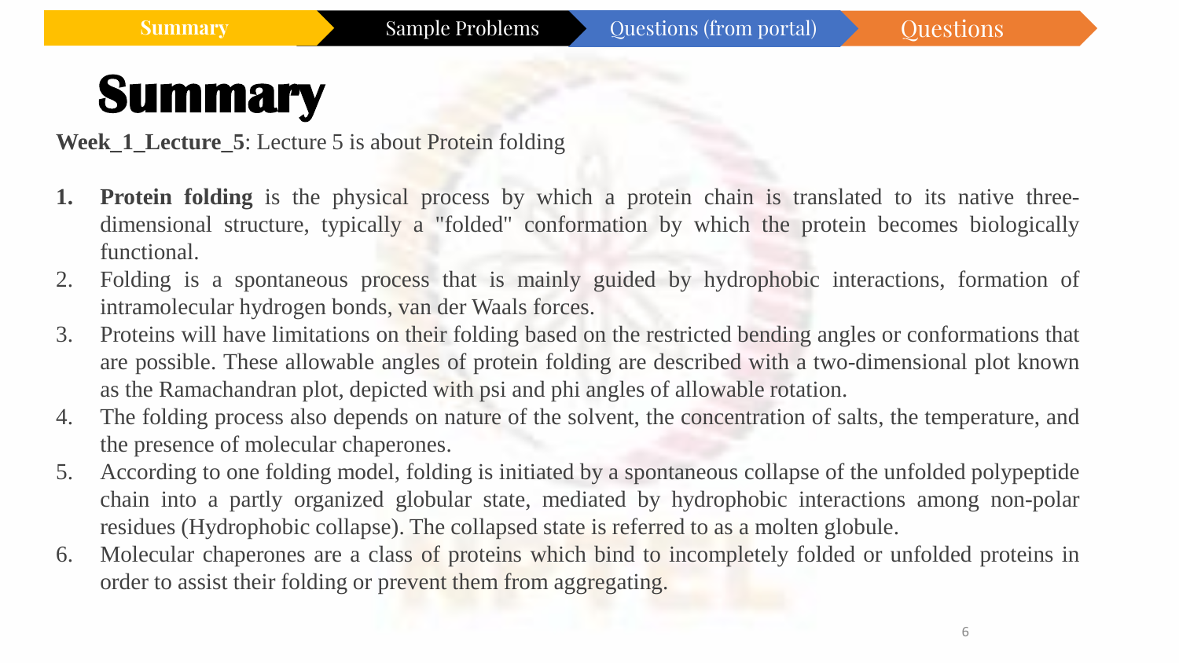Summary | Sample Problems | Questions (from portal) | Questions

# Summary

**Week_1_Lecture_5**: Lecture 5 is about Protein folding

1. **Protein folding** is the physical process by which a protein chain is translated to its native three-dimensional structure, typically a "folded" conformation by which the protein becomes biologically functional.
2. Folding is a spontaneous process that is mainly guided by hydrophobic interactions, formation of intramolecular hydrogen bonds, van der Waals forces.
3. Proteins will have limitations on their folding based on the restricted bending angles or conformations that are possible. These allowable angles of protein folding are described with a two-dimensional plot known as the Ramachandran plot, depicted with psi and phi angles of allowable rotation.
4. The folding process also depends on nature of the solvent, the concentration of salts, the temperature, and the presence of molecular chaperones.
5. According to one folding model, folding is initiated by a spontaneous collapse of the unfolded polypeptide chain into a partly organized globular state, mediated by hydrophobic interactions among non-polar residues (Hydrophobic collapse). The collapsed state is referred to as a molten globule.
6. Molecular chaperones are a class of proteins which bind to incompletely folded or unfolded proteins in order to assist their folding or prevent them from aggregating.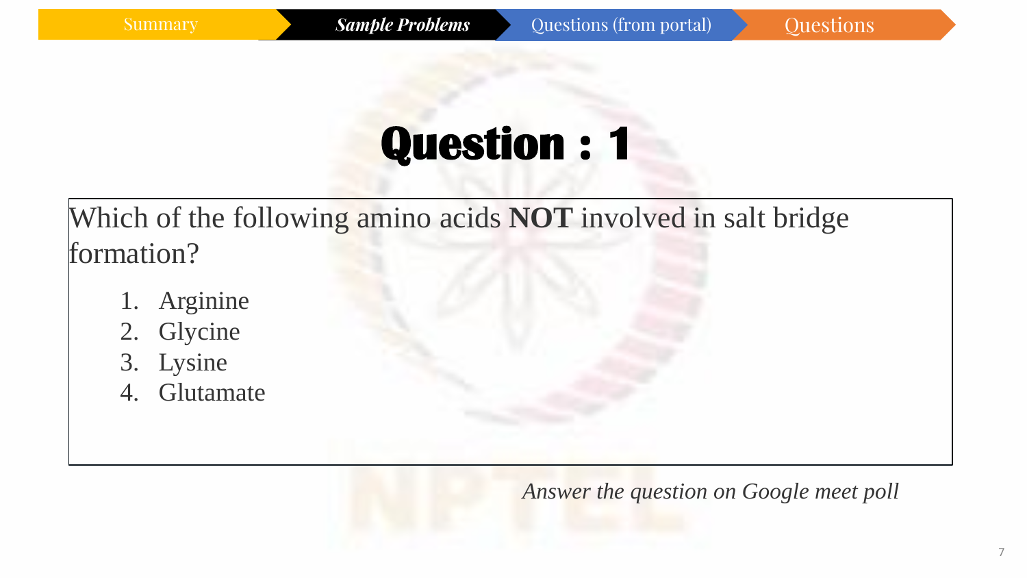Summary | ***Sample Problems*** | Questions (from portal) | Questions

# Question : 1

Which of the following amino acids **NOT** involved in salt bridge formation?

1. Arginine
2. Glycine
3. Lysine
4. Glutamate

*Answer the question on Google meet poll*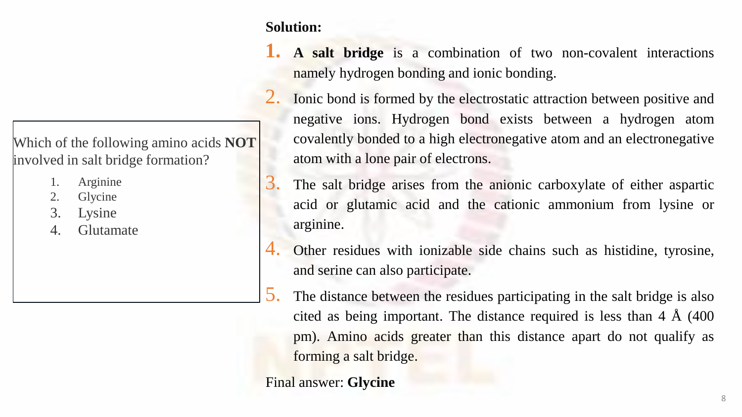Which of the following amino acids **NOT** involved in salt bridge formation?

1. Arginine
2. Glycine
3. Lysine
4. Glutamate

**Solution:**

1. **A salt bridge** is a combination of two non-covalent interactions namely hydrogen bonding and ionic bonding.
2. Ionic bond is formed by the electrostatic attraction between positive and negative ions. Hydrogen bond exists between a hydrogen atom covalently bonded to a high electronegative atom and an electronegative atom with a lone pair of electrons.
3. The salt bridge arises from the anionic carboxylate of either aspartic acid or glutamic acid and the cationic ammonium from lysine or arginine.
4. Other residues with ionizable side chains such as histidine, tyrosine, and serine can also participate.
5. The distance between the residues participating in the salt bridge is also cited as being important. The distance required is less than 4 Å (400 pm). Amino acids greater than this distance apart do not qualify as forming a salt bridge.

Final answer: **Glycine**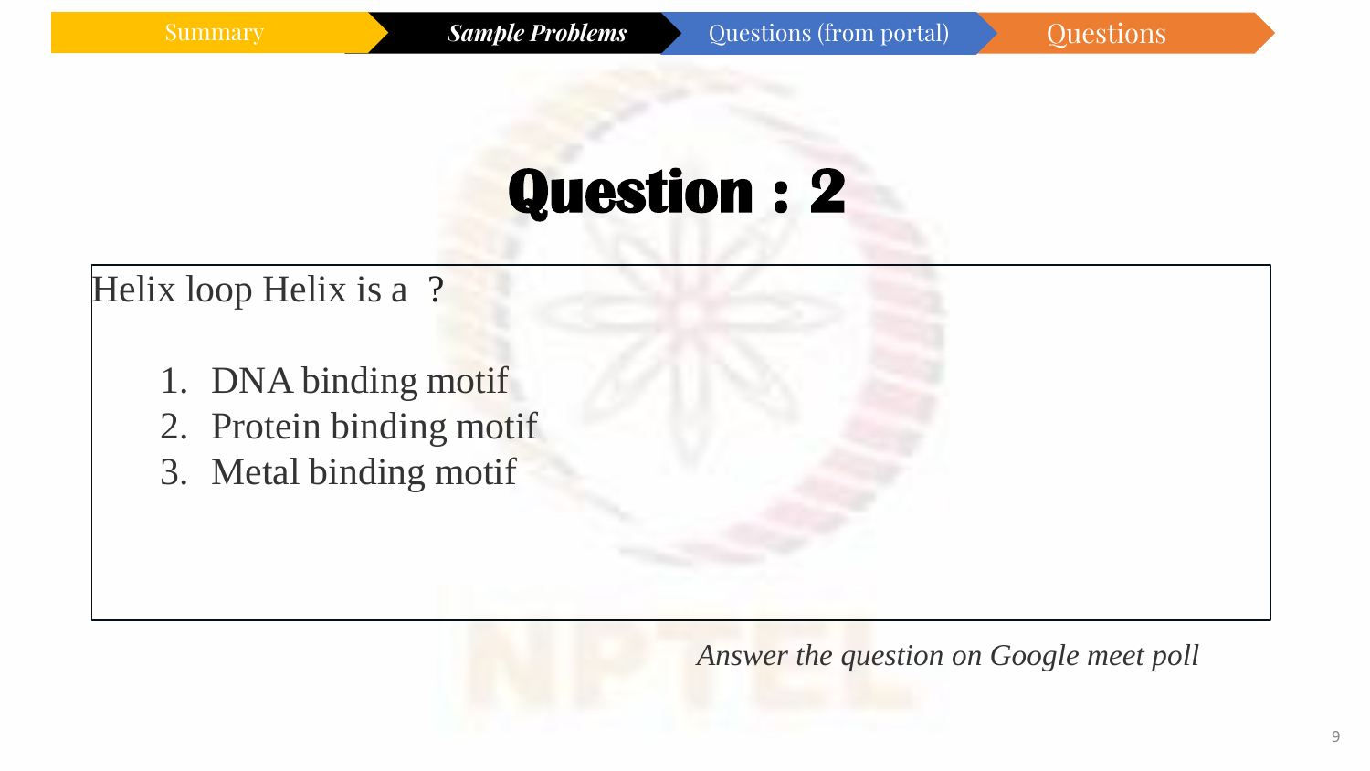Summary | ***Sample Problems*** | Questions (from portal) | Questions

# Question : 2

Helix loop Helix is a ?

1. DNA binding motif
2. Protein binding motif
3. Metal binding motif

*Answer the question on Google meet poll*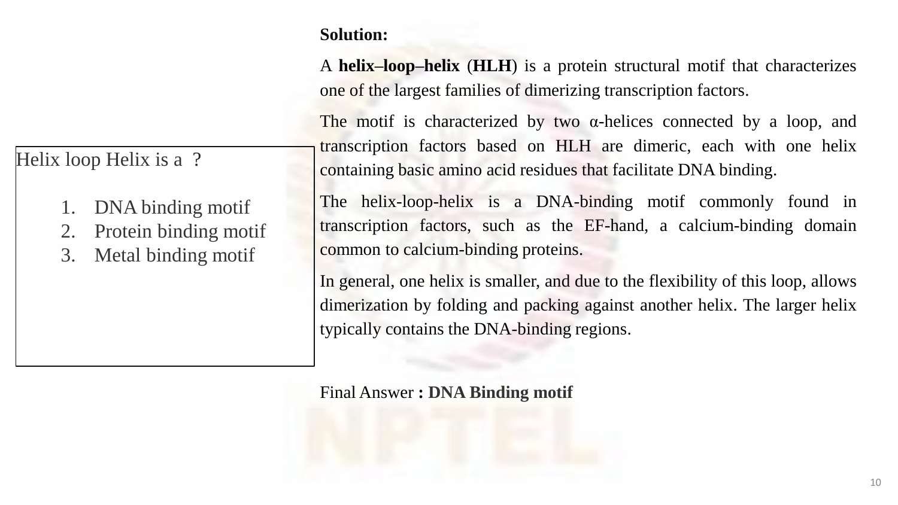Helix loop Helix is a ?

1. DNA binding motif
2. Protein binding motif
3. Metal binding motif

**Solution:**

A **helix–loop–helix** (**HLH**) is a protein structural motif that characterizes one of the largest families of dimerizing transcription factors.

The motif is characterized by two α-helices connected by a loop, and transcription factors based on HLH are dimeric, each with one helix containing basic amino acid residues that facilitate DNA binding.

The helix-loop-helix is a DNA-binding motif commonly found in transcription factors, such as the EF-hand, a calcium-binding domain common to calcium-binding proteins.

In general, one helix is smaller, and due to the flexibility of this loop, allows dimerization by folding and packing against another helix. The larger helix typically contains the DNA-binding regions.

Final Answer **: DNA Binding motif**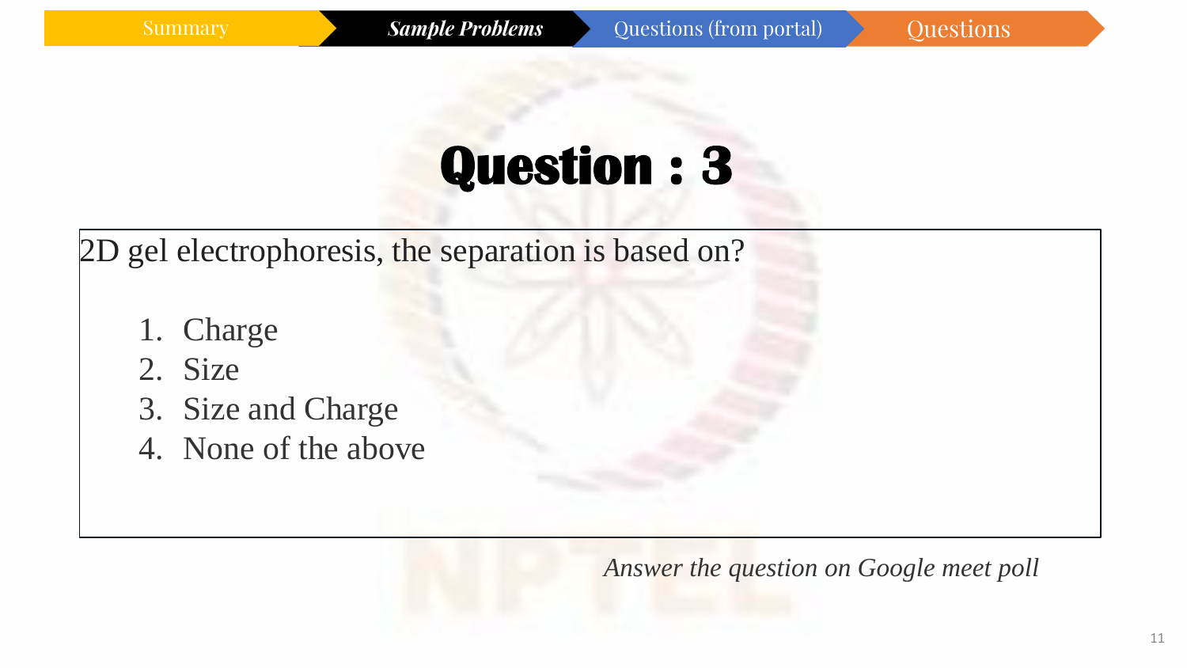Summary | ***Sample Problems*** | Questions (from portal) | Questions

# Question : 3

2D gel electrophoresis, the separation is based on?

1. Charge
2. Size
3. Size and Charge
4. None of the above

*Answer the question on Google meet poll*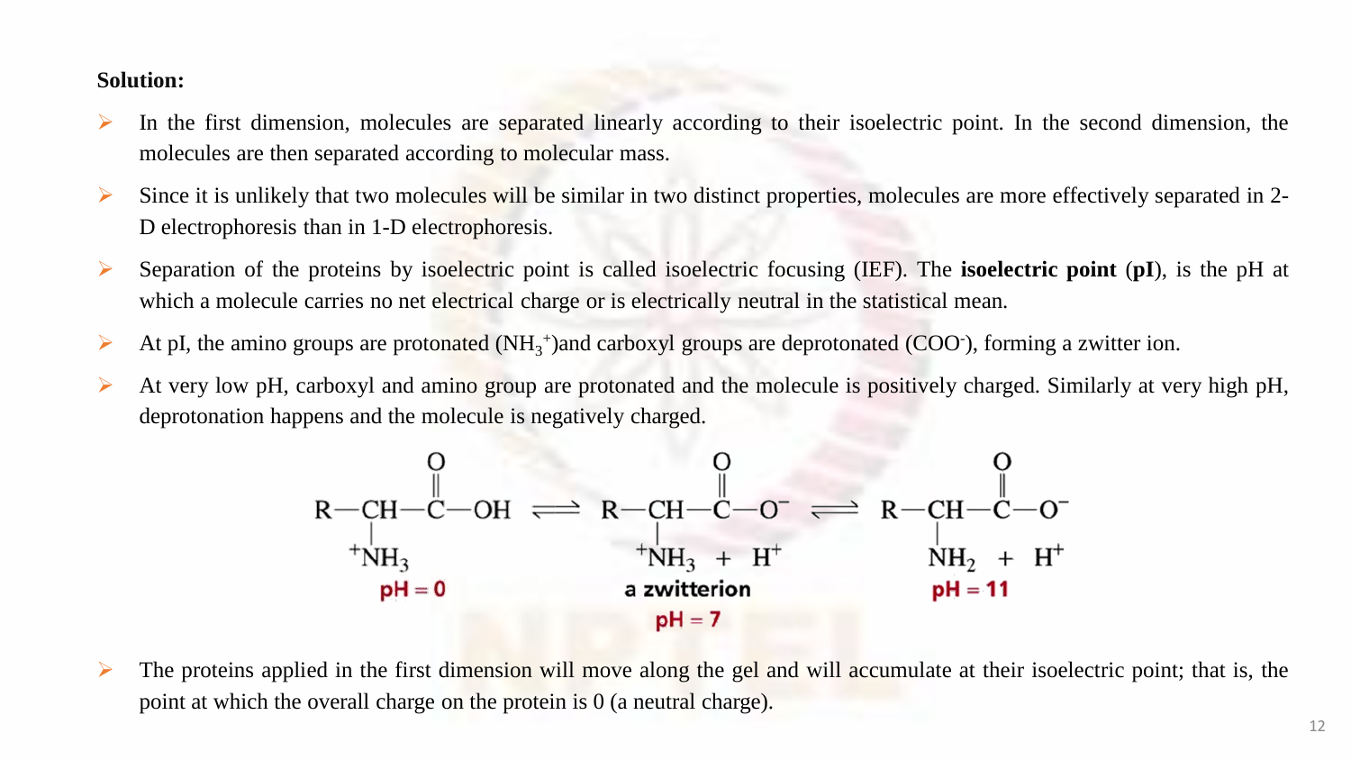**Solution:**

- In the first dimension, molecules are separated linearly according to their isoelectric point. In the second dimension, the molecules are then separated according to molecular mass.
- Since it is unlikely that two molecules will be similar in two distinct properties, molecules are more effectively separated in 2-D electrophoresis than in 1-D electrophoresis.
- Separation of the proteins by isoelectric point is called isoelectric focusing (IEF). The **isoelectric point** (**pI**), is the pH at which a molecule carries no net electrical charge or is electrically neutral in the statistical mean.
- At pI, the amino groups are protonated ($NH_3^+$)and carboxyl groups are deprotonated ($COO^-$), forming a zwitter ion.
- At very low pH, carboxyl and amino group are protonated and the molecule is positively charged. Similarly at very high pH, deprotonation happens and the molecule is negatively charged.

$$\underset{\text{pH = 0}}{R{-}CH(NH_3^+){-}COOH} \rightleftharpoons \underset{\substack{\text{a zwitterion} \\ \text{pH = 7}}}{R{-}CH(NH_3^+){-}COO^-} + H^+ \rightleftharpoons \underset{\text{pH = 11}}{R{-}CH(NH_2){-}COO^-} + H^+$$

- The proteins applied in the first dimension will move along the gel and will accumulate at their isoelectric point; that is, the point at which the overall charge on the protein is 0 (a neutral charge).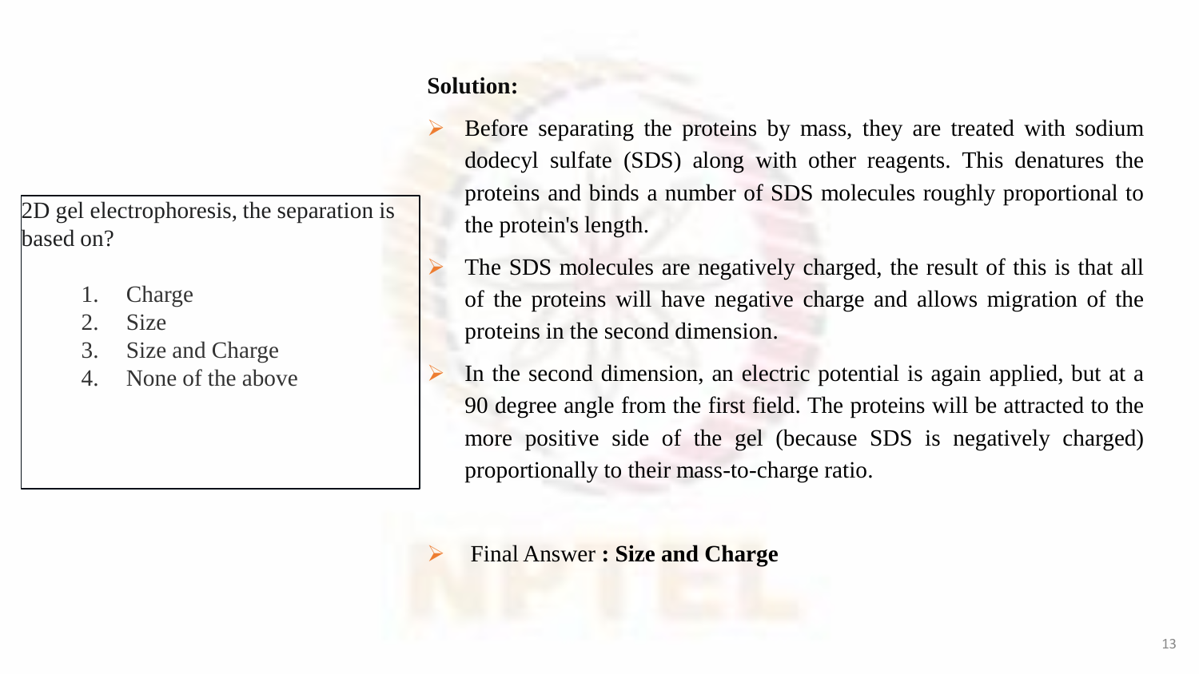2D gel electrophoresis, the separation is based on?

1. Charge
2. Size
3. Size and Charge
4. None of the above

**Solution:**

- Before separating the proteins by mass, they are treated with sodium dodecyl sulfate (SDS) along with other reagents. This denatures the proteins and binds a number of SDS molecules roughly proportional to the protein's length.
- The SDS molecules are negatively charged, the result of this is that all of the proteins will have negative charge and allows migration of the proteins in the second dimension.
- In the second dimension, an electric potential is again applied, but at a 90 degree angle from the first field. The proteins will be attracted to the more positive side of the gel (because SDS is negatively charged) proportionally to their mass-to-charge ratio.

- Final Answer **: Size and Charge**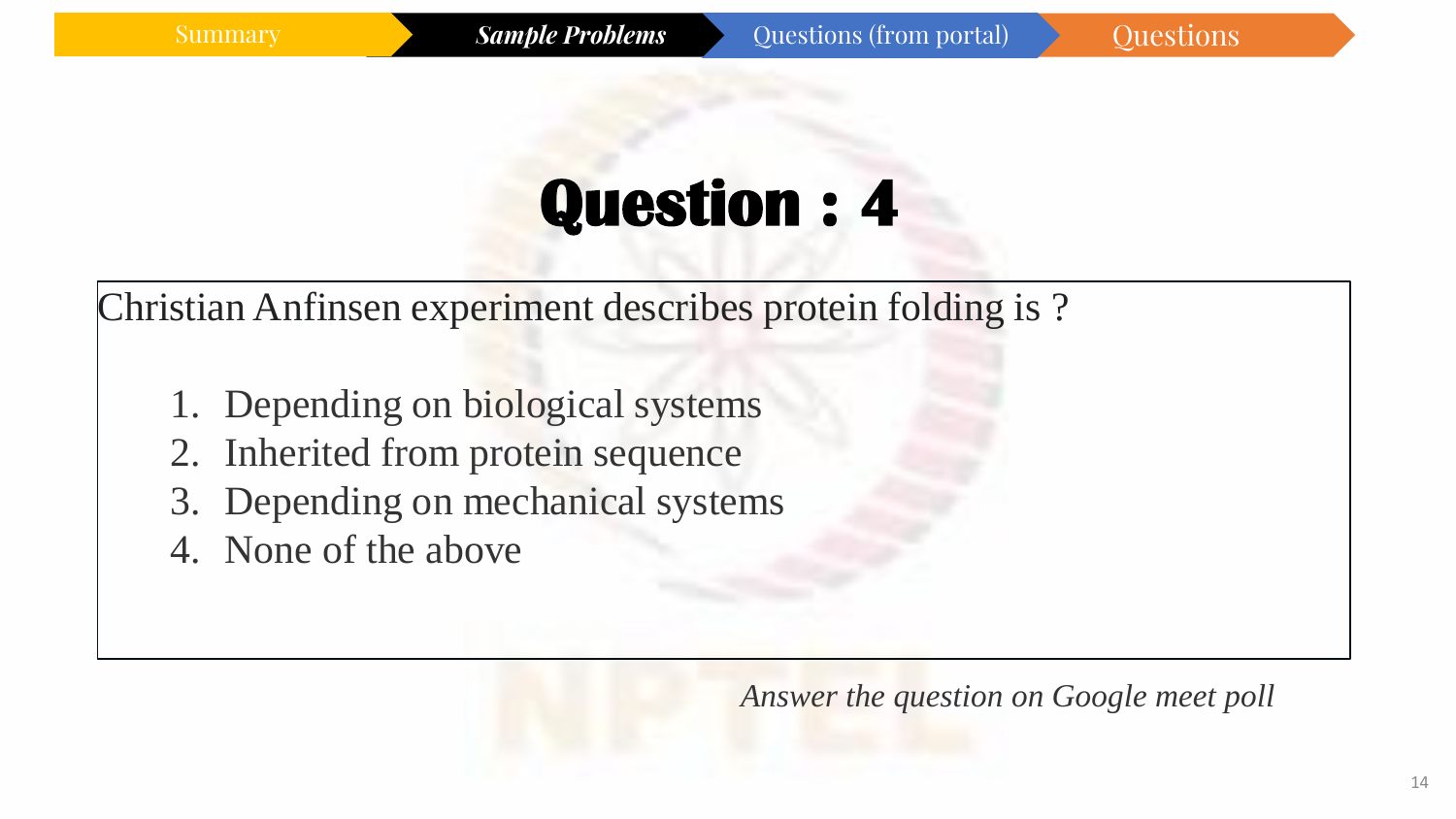Summary | *Sample Problems* | Questions (from portal) | Questions

# Question : 4

Christian Anfinsen experiment describes protein folding is ?

1. Depending on biological systems
2. Inherited from protein sequence
3. Depending on mechanical systems
4. None of the above

*Answer the question on Google meet poll*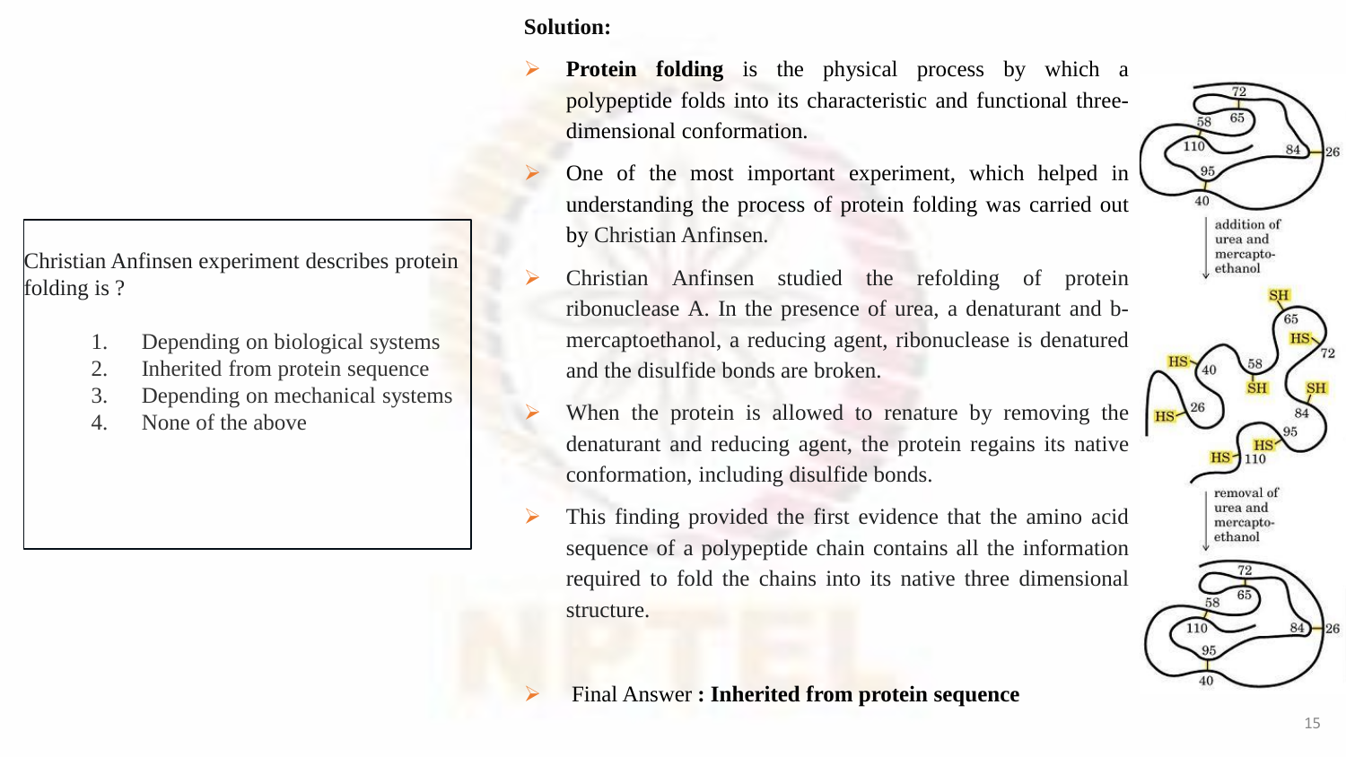Christian Anfinsen experiment describes protein folding is ?

1. Depending on biological systems
2. Inherited from protein sequence
3. Depending on mechanical systems
4. None of the above

**Solution:**

- **Protein folding** is the physical process by which a polypeptide folds into its characteristic and functional three-dimensional conformation.
- One of the most important experiment, which helped in understanding the process of protein folding was carried out by Christian Anfinsen.
- Christian Anfinsen studied the refolding of protein ribonuclease A. In the presence of urea, a denaturant and b-mercaptoethanol, a reducing agent, ribonuclease is denatured and the disulfide bonds are broken.
- When the protein is allowed to renature by removing the denaturant and reducing agent, the protein regains its native conformation, including disulfide bonds.
- This finding provided the first evidence that the amino acid sequence of a polypeptide chain contains all the information required to fold the chains into its native three dimensional structure.

- Final Answer **: Inherited from protein sequence**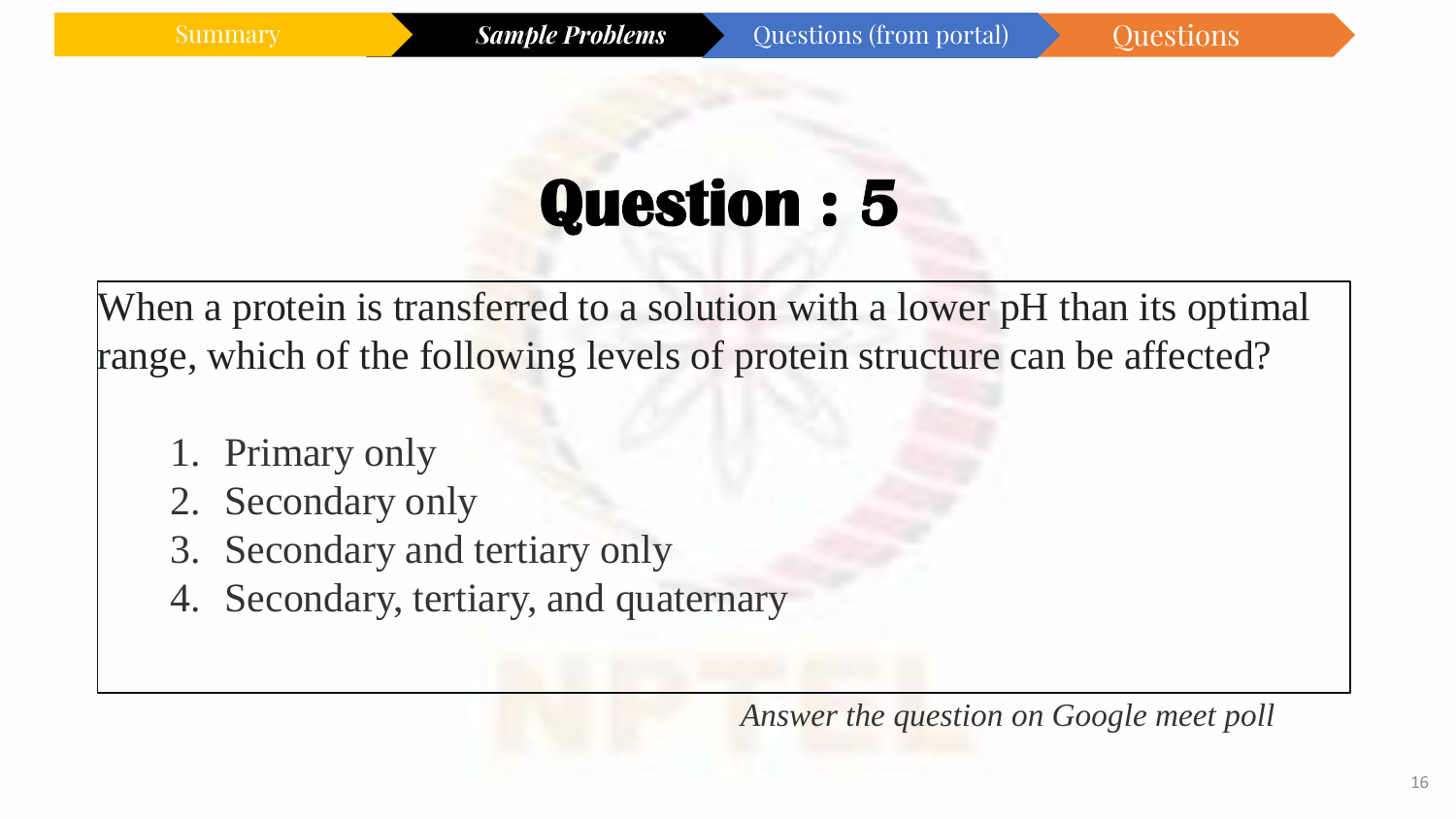Summary | ***Sample Problems*** | Questions (from portal) | Questions

# Question : 5

When a protein is transferred to a solution with a lower pH than its optimal range, which of the following levels of protein structure can be affected?

1. Primary only
2. Secondary only
3. Secondary and tertiary only
4. Secondary, tertiary, and quaternary

*Answer the question on Google meet poll*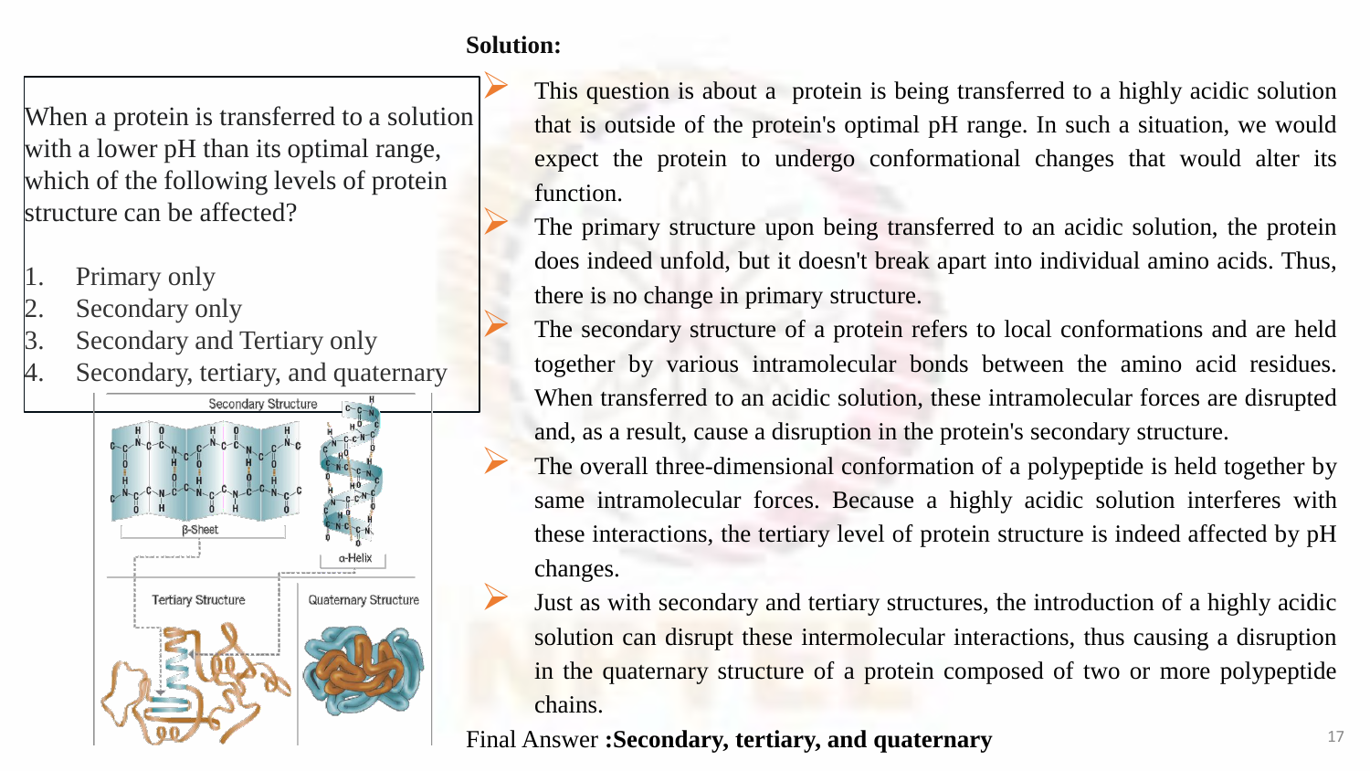When a protein is transferred to a solution with a lower pH than its optimal range, which of the following levels of protein structure can be affected?

1. Primary only
2. Secondary only
3. Secondary and Tertiary only
4. Secondary, tertiary, and quaternary

**Solution:**

- This question is about a protein is being transferred to a highly acidic solution that is outside of the protein's optimal pH range. In such a situation, we would expect the protein to undergo conformational changes that would alter its function.
- The primary structure upon being transferred to an acidic solution, the protein does indeed unfold, but it doesn't break apart into individual amino acids. Thus, there is no change in primary structure.
- The secondary structure of a protein refers to local conformations and are held together by various intramolecular bonds between the amino acid residues. When transferred to an acidic solution, these intramolecular forces are disrupted and, as a result, cause a disruption in the protein's secondary structure.
- The overall three-dimensional conformation of a polypeptide is held together by same intramolecular forces. Because a highly acidic solution interferes with these interactions, the tertiary level of protein structure is indeed affected by pH changes.
- Just as with secondary and tertiary structures, the introduction of a highly acidic solution can disrupt these intermolecular interactions, thus causing a disruption in the quaternary structure of a protein composed of two or more polypeptide chains.

Final Answer **:Secondary, tertiary, and quaternary**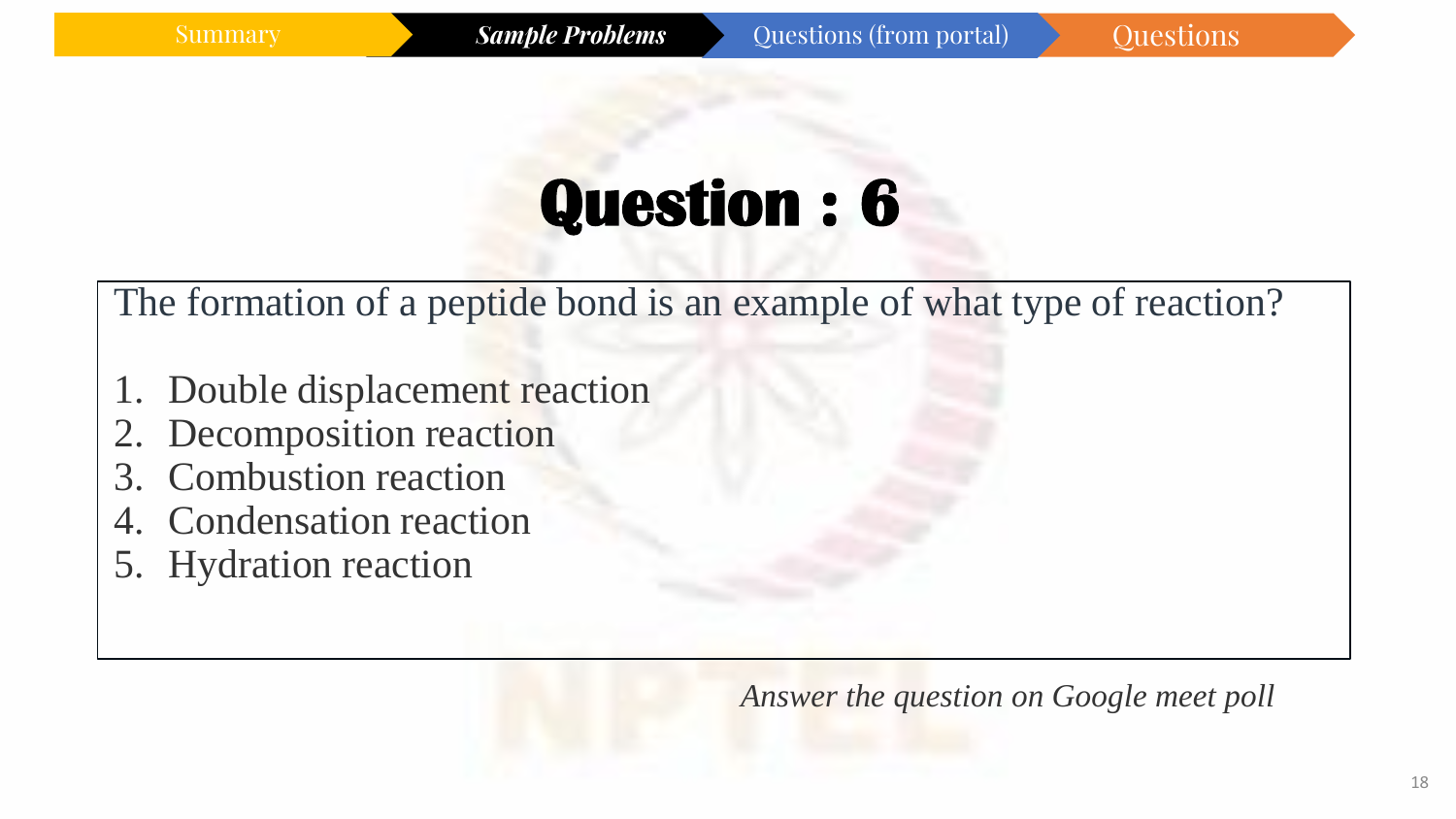# Question : 6

The formation of a peptide bond is an example of what type of reaction?

1. Double displacement reaction
2. Decomposition reaction
3. Combustion reaction
4. Condensation reaction
5. Hydration reaction

*Answer the question on Google meet poll*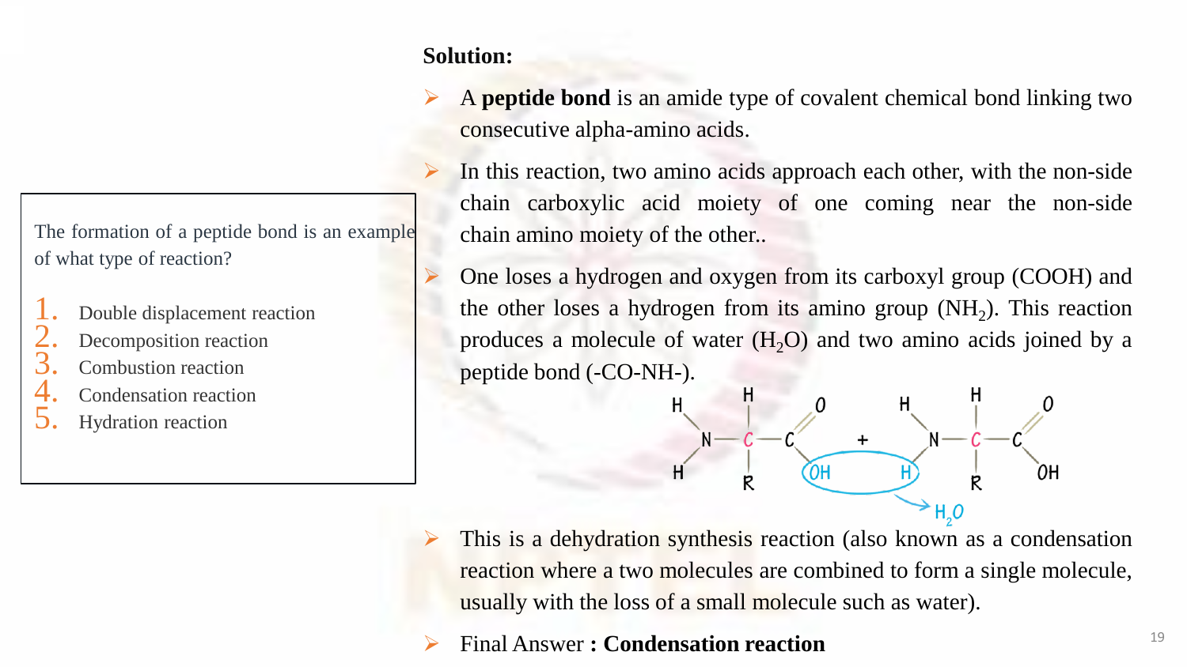The formation of a peptide bond is an example of what type of reaction?

1. Double displacement reaction
2. Decomposition reaction
3. Combustion reaction
4. Condensation reaction
5. Hydration reaction

**Solution:**

- A **peptide bond** is an amide type of covalent chemical bond linking two consecutive alpha-amino acids.
- In this reaction, two amino acids approach each other, with the non-side chain carboxylic acid moiety of one coming near the non-side chain amino moiety of the other..
- One loses a hydrogen and oxygen from its carboxyl group (COOH) and the other loses a hydrogen from its amino group ($NH_2$). This reaction produces a molecule of water ($H_2O$) and two amino acids joined by a peptide bond (-CO-NH-).
- This is a dehydration synthesis reaction (also known as a condensation reaction where a two molecules are combined to form a single molecule, usually with the loss of a small molecule such as water).
- Final Answer **: Condensation reaction**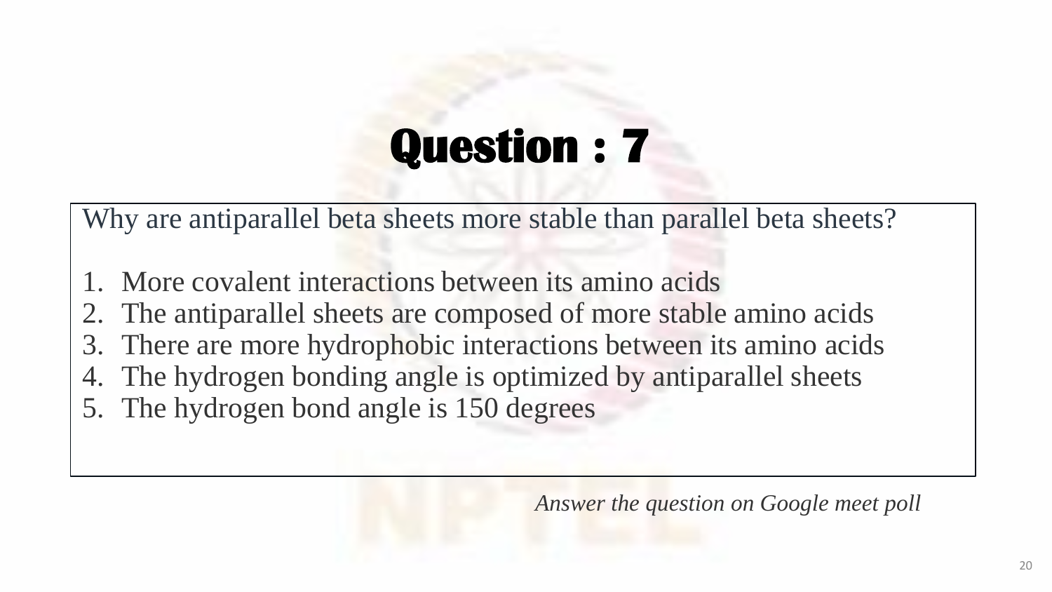# Question : 7

Why are antiparallel beta sheets more stable than parallel beta sheets?

1. More covalent interactions between its amino acids
2. The antiparallel sheets are composed of more stable amino acids
3. There are more hydrophobic interactions between its amino acids
4. The hydrogen bonding angle is optimized by antiparallel sheets
5. The hydrogen bond angle is 150 degrees

*Answer the question on Google meet poll*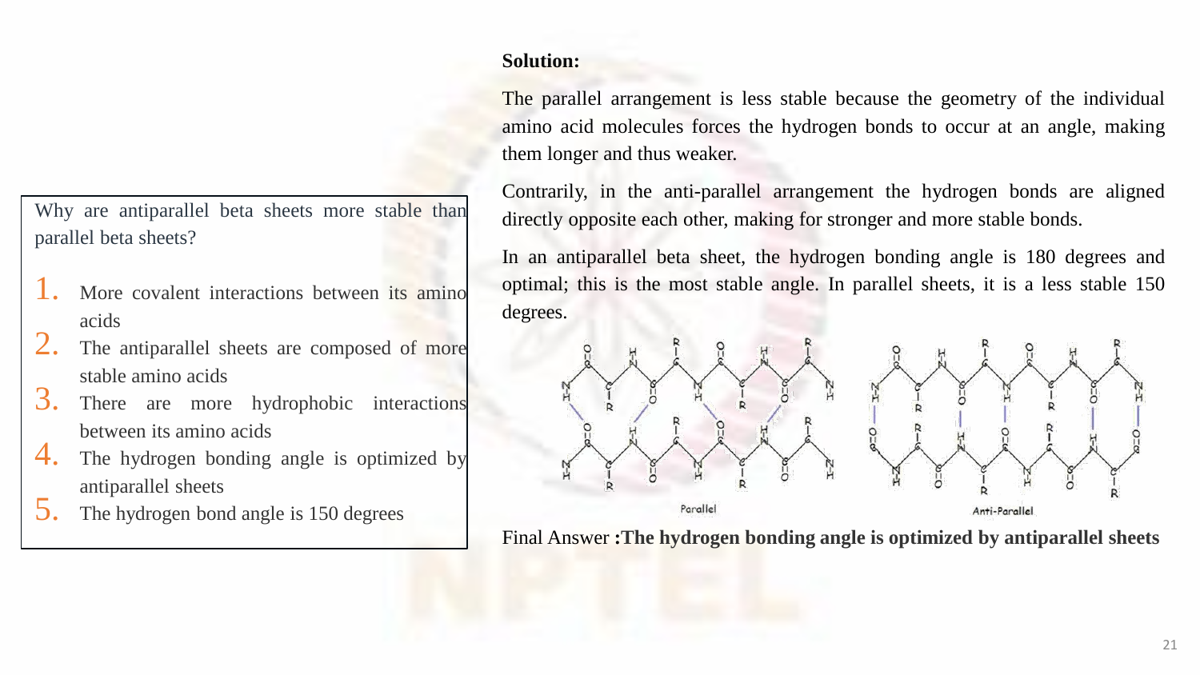Why are antiparallel beta sheets more stable than parallel beta sheets?

1. More covalent interactions between its amino acids
2. The antiparallel sheets are composed of more stable amino acids
3. There are more hydrophobic interactions between its amino acids
4. The hydrogen bonding angle is optimized by antiparallel sheets
5. The hydrogen bond angle is 150 degrees

**Solution:**

The parallel arrangement is less stable because the geometry of the individual amino acid molecules forces the hydrogen bonds to occur at an angle, making them longer and thus weaker.

Contrarily, in the anti-parallel arrangement the hydrogen bonds are aligned directly opposite each other, making for stronger and more stable bonds.

In an antiparallel beta sheet, the hydrogen bonding angle is 180 degrees and optimal; this is the most stable angle. In parallel sheets, it is a less stable 150 degrees.

Parallel

Anti-Parallel

Final Answer **:The hydrogen bonding angle is optimized by antiparallel sheets**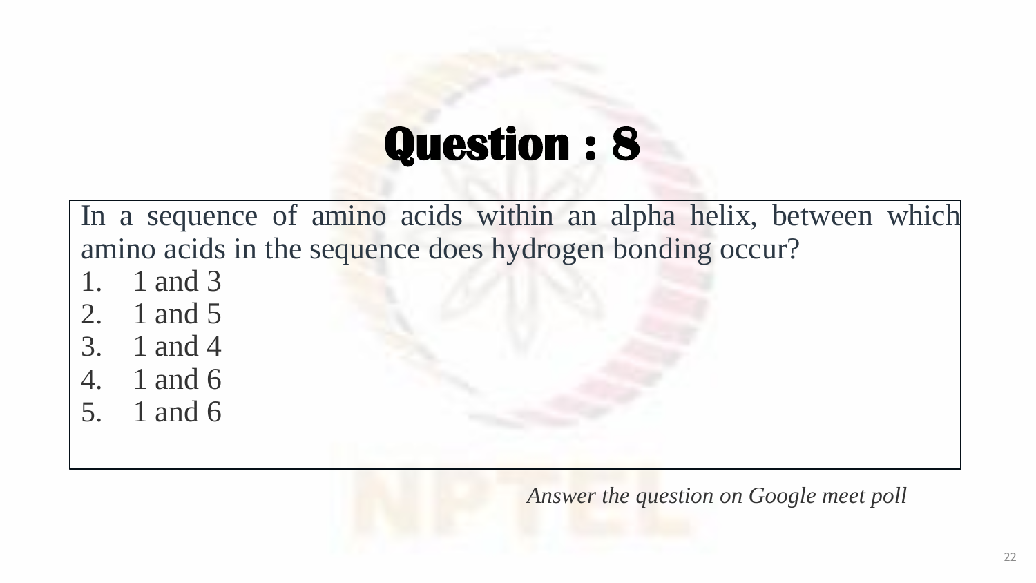# Question : 8

In a sequence of amino acids within an alpha helix, between which amino acids in the sequence does hydrogen bonding occur?

1. 1 and 3
2. 1 and 5
3. 1 and 4
4. 1 and 6
5. 1 and 6

*Answer the question on Google meet poll*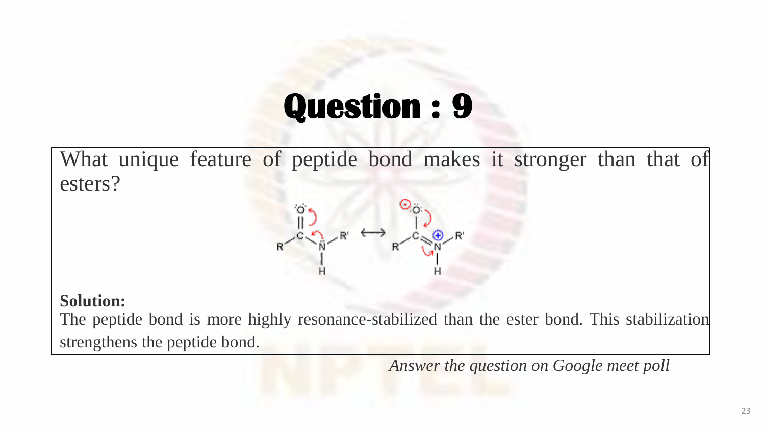# Question : 9

What unique feature of peptide bond makes it stronger than that of esters?

**Solution:**

The peptide bond is more highly resonance-stabilized than the ester bond. This stabilization strengthens the peptide bond.

*Answer the question on Google meet poll*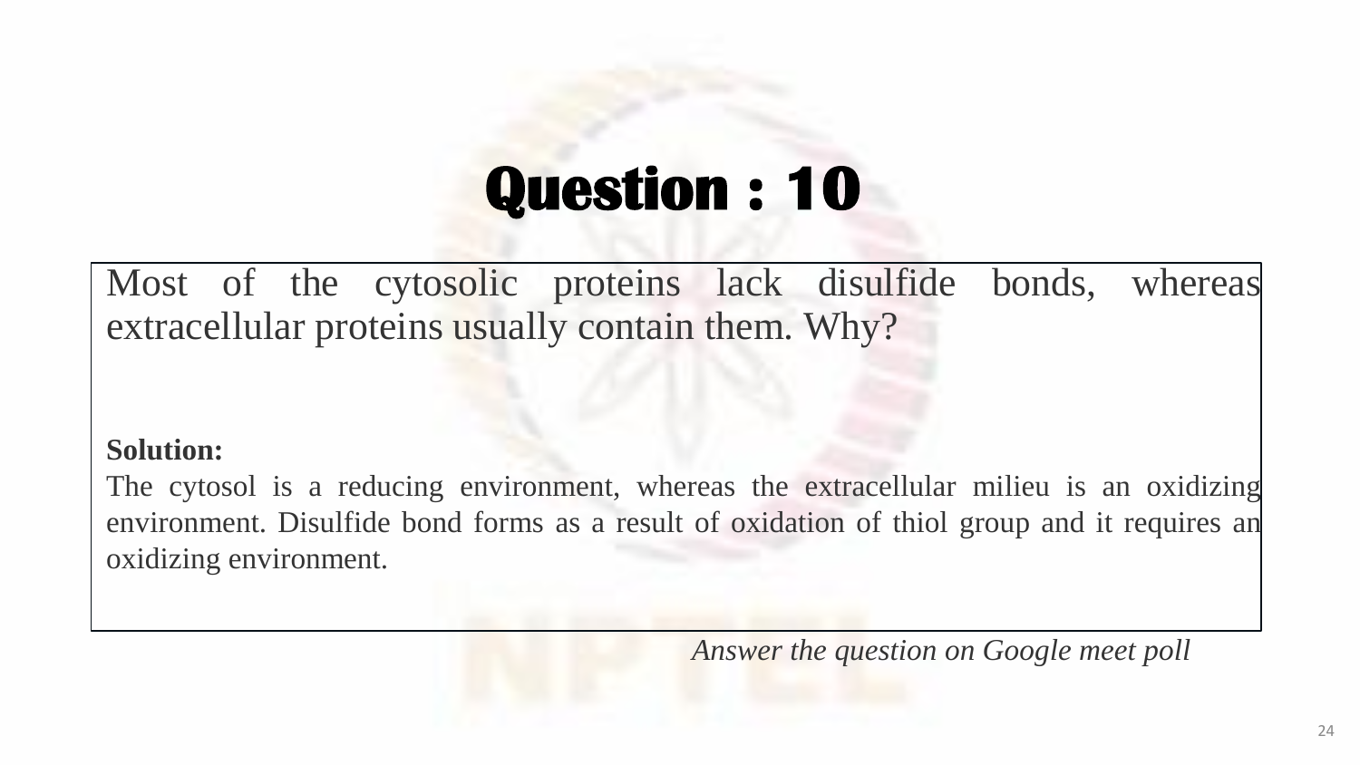# Question : 10

Most of the cytosolic proteins lack disulfide bonds, whereas extracellular proteins usually contain them. Why?

**Solution:**

The cytosol is a reducing environment, whereas the extracellular milieu is an oxidizing environment. Disulfide bond forms as a result of oxidation of thiol group and it requires an oxidizing environment.

*Answer the question on Google meet poll*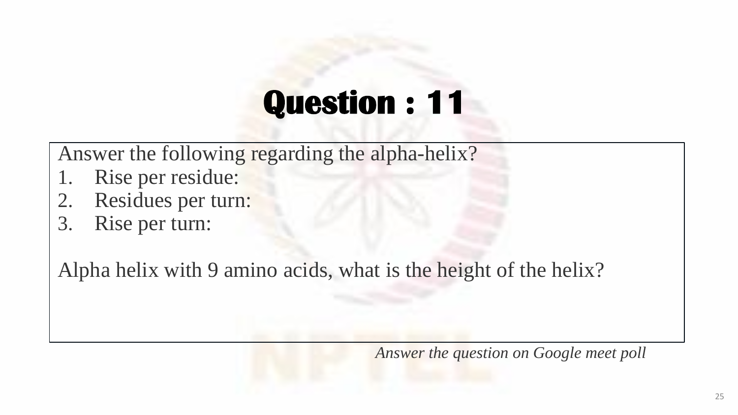# Question : 11

Answer the following regarding the alpha-helix?

1. Rise per residue:
2. Residues per turn:
3. Rise per turn:

Alpha helix with 9 amino acids, what is the height of the helix?

*Answer the question on Google meet poll*